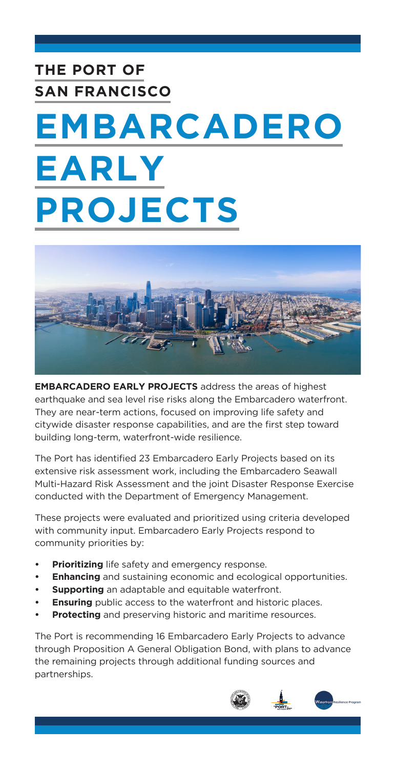## THE PORT OF SAN FRANCISCO

# EMBARCADERO EARLY PROJECTS

**EMBARCADERO EARLY PROJECTS** address the areas of highest earthquake and sea level rise risks along the Embarcadero waterfront. They are near-term actions, focused on improving life safety and citywide disaster response capabilities, and are the first step toward building long-term, waterfront-wide resilience.

The Port has identified 23 Embarcadero Early Projects based on its extensive risk assessment work, including the Embarcadero Seawall Multi-Hazard Risk Assessment and the joint Disaster Response Exercise conducted with the Department of Emergency Management.

These projects were evaluated and prioritized using criteria developed with community input. Embarcadero Early Projects respond to community priorities by:

- **Prioritizing** life safety and emergency response.
- **Enhancing** and sustaining economic and ecological opportunities.
- **Supporting** an adaptable and equitable waterfront.
- **Ensuring** public access to the waterfront and historic places.
- **Protecting** and preserving historic and maritime resources.

The Port is recommending 16 Embarcadero Early Projects to advance through Proposition A General Obligation Bond, with plans to advance the remaining projects through additional funding sources and partnerships.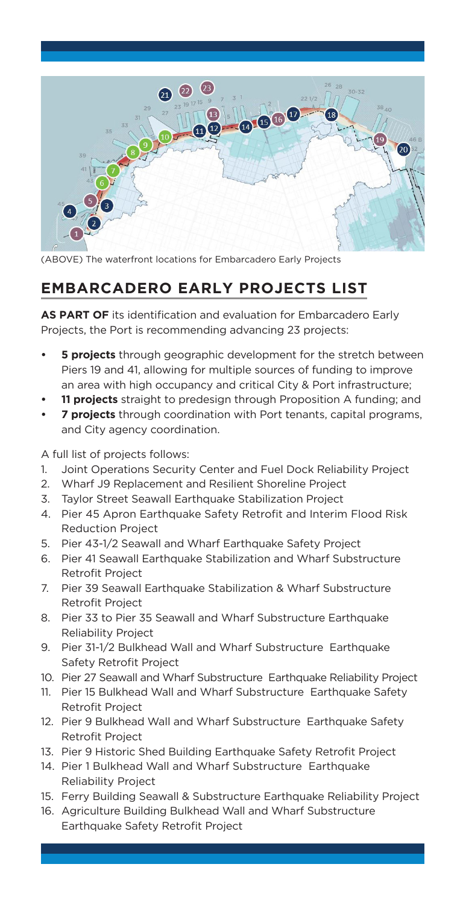(ABOVE) The waterfront locations for Embarcadero Early Projects

## EMBARCADERO EARLY PROJECTS LIST

**AS PART OF** its identification and evaluation for Embarcadero Early Projects, the Port is recommending advancing 23 projects:

- **5 projects** through geographic development for the stretch between Piers 19 and 41, allowing for multiple sources of funding to improve an area with high occupancy and critical City & Port infrastructure;
- **11 projects** straight to predesign through Proposition A funding; and
- **7 projects** through coordination with Port tenants, capital programs, and City agency coordination.

A full list of projects follows:

1. Joint Operations Security Center and Fuel Dock Reliability Project
2. Wharf J9 Replacement and Resilient Shoreline Project
3. Taylor Street Seawall Earthquake Stabilization Project
4. Pier 45 Apron Earthquake Safety Retrofit and Interim Flood Risk Reduction Project
5. Pier 43-1/2 Seawall and Wharf Earthquake Safety Project
6. Pier 41 Seawall Earthquake Stabilization and Wharf Substructure Retrofit Project
7. Pier 39 Seawall Earthquake Stabilization & Wharf Substructure Retrofit Project
8. Pier 33 to Pier 35 Seawall and Wharf Substructure Earthquake Reliability Project
9. Pier 31-1/2 Bulkhead Wall and Wharf Substructure Earthquake Safety Retrofit Project
10. Pier 27 Seawall and Wharf Substructure Earthquake Reliability Project
11. Pier 15 Bulkhead Wall and Wharf Substructure Earthquake Safety Retrofit Project
12. Pier 9 Bulkhead Wall and Wharf Substructure Earthquake Safety Retrofit Project
13. Pier 9 Historic Shed Building Earthquake Safety Retrofit Project
14. Pier 1 Bulkhead Wall and Wharf Substructure Earthquake Reliability Project
15. Ferry Building Seawall & Substructure Earthquake Reliability Project
16. Agriculture Building Bulkhead Wall and Wharf Substructure Earthquake Safety Retrofit Project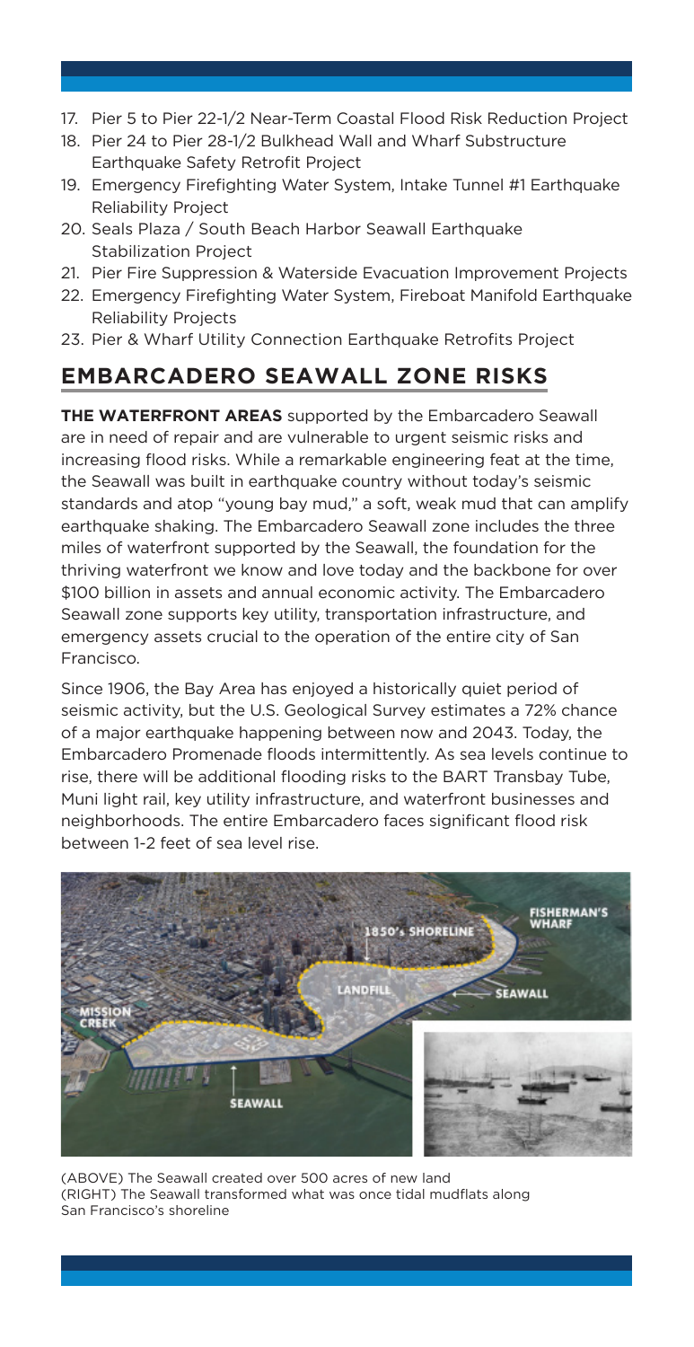17. Pier 5 to Pier 22-1/2 Near-Term Coastal Flood Risk Reduction Project
18. Pier 24 to Pier 28-1/2 Bulkhead Wall and Wharf Substructure Earthquake Safety Retrofit Project
19. Emergency Firefighting Water System, Intake Tunnel #1 Earthquake Reliability Project
20. Seals Plaza / South Beach Harbor Seawall Earthquake Stabilization Project
21. Pier Fire Suppression & Waterside Evacuation Improvement Projects
22. Emergency Firefighting Water System, Fireboat Manifold Earthquake Reliability Projects
23. Pier & Wharf Utility Connection Earthquake Retrofits Project

## EMBARCADERO SEAWALL ZONE RISKS

**THE WATERFRONT AREAS** supported by the Embarcadero Seawall are in need of repair and are vulnerable to urgent seismic risks and increasing flood risks. While a remarkable engineering feat at the time, the Seawall was built in earthquake country without today's seismic standards and atop "young bay mud," a soft, weak mud that can amplify earthquake shaking. The Embarcadero Seawall zone includes the three miles of waterfront supported by the Seawall, the foundation for the thriving waterfront we know and love today and the backbone for over $100 billion in assets and annual economic activity. The Embarcadero Seawall zone supports key utility, transportation infrastructure, and emergency assets crucial to the operation of the entire city of San Francisco.

Since 1906, the Bay Area has enjoyed a historically quiet period of seismic activity, but the U.S. Geological Survey estimates a 72% chance of a major earthquake happening between now and 2043. Today, the Embarcadero Promenade floods intermittently. As sea levels continue to rise, there will be additional flooding risks to the BART Transbay Tube, Muni light rail, key utility infrastructure, and waterfront businesses and neighborhoods. The entire Embarcadero faces significant flood risk between 1-2 feet of sea level rise.

(ABOVE) The Seawall created over 500 acres of new land
(RIGHT) The Seawall transformed what was once tidal mudflats along San Francisco's shoreline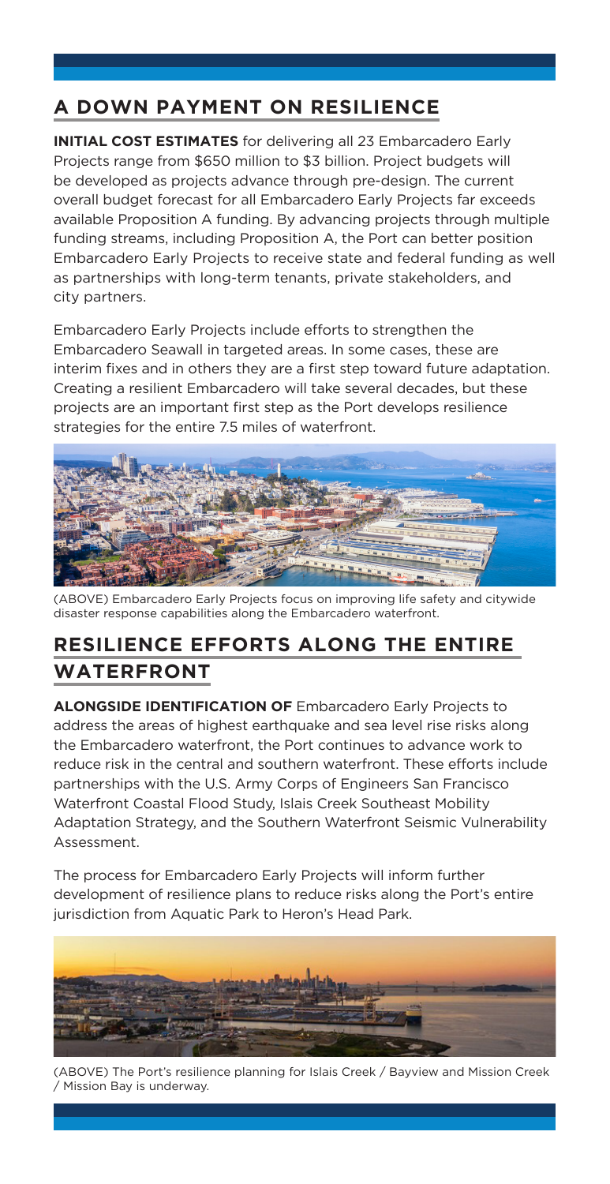## A DOWN PAYMENT ON RESILIENCE

**INITIAL COST ESTIMATES** for delivering all 23 Embarcadero Early Projects range from $650 million to $3 billion. Project budgets will be developed as projects advance through pre-design. The current overall budget forecast for all Embarcadero Early Projects far exceeds available Proposition A funding. By advancing projects through multiple funding streams, including Proposition A, the Port can better position Embarcadero Early Projects to receive state and federal funding as well as partnerships with long-term tenants, private stakeholders, and city partners.

Embarcadero Early Projects include efforts to strengthen the Embarcadero Seawall in targeted areas. In some cases, these are interim fixes and in others they are a first step toward future adaptation. Creating a resilient Embarcadero will take several decades, but these projects are an important first step as the Port develops resilience strategies for the entire 7.5 miles of waterfront.

(ABOVE) Embarcadero Early Projects focus on improving life safety and citywide disaster response capabilities along the Embarcadero waterfront.

## RESILIENCE EFFORTS ALONG THE ENTIRE WATERFRONT

**ALONGSIDE IDENTIFICATION OF** Embarcadero Early Projects to address the areas of highest earthquake and sea level rise risks along the Embarcadero waterfront, the Port continues to advance work to reduce risk in the central and southern waterfront. These efforts include partnerships with the U.S. Army Corps of Engineers San Francisco Waterfront Coastal Flood Study, Islais Creek Southeast Mobility Adaptation Strategy, and the Southern Waterfront Seismic Vulnerability Assessment.

The process for Embarcadero Early Projects will inform further development of resilience plans to reduce risks along the Port's entire jurisdiction from Aquatic Park to Heron's Head Park.

(ABOVE) The Port's resilience planning for Islais Creek / Bayview and Mission Creek / Mission Bay is underway.